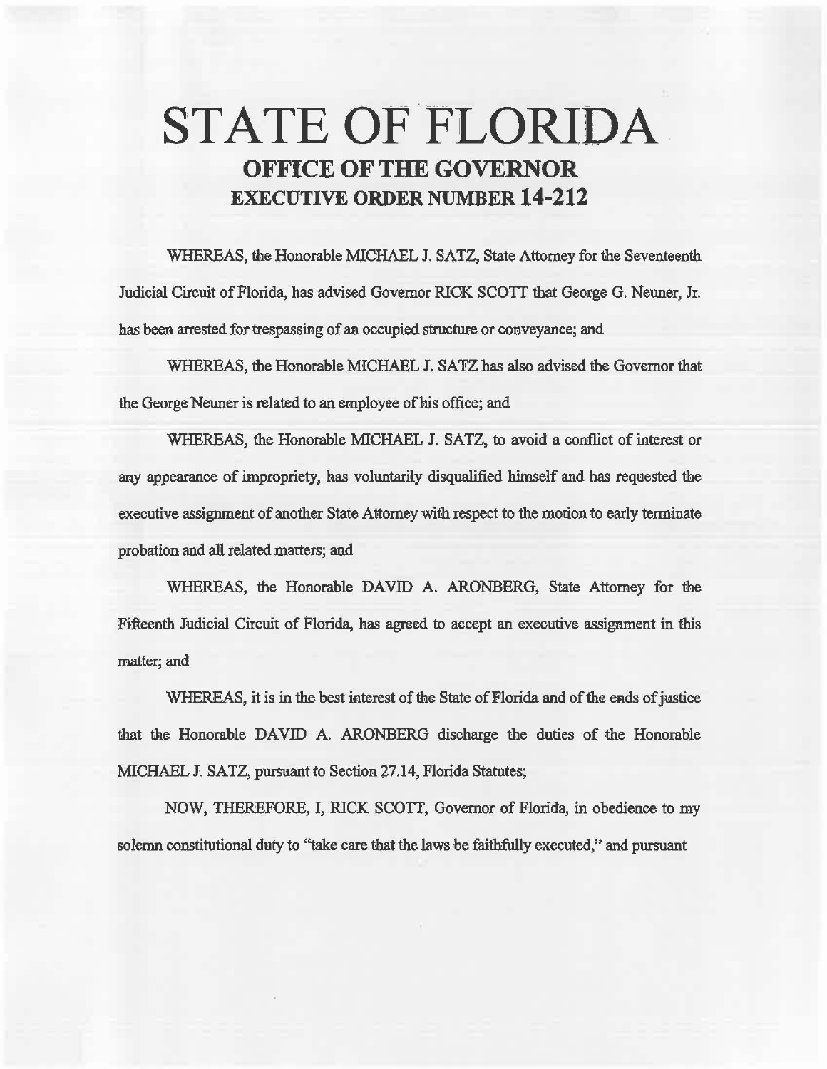# STATE OF FLORIDA

## OFFICE OF THE GOVERNOR

## EXECUTIVE ORDER NUMBER 14-212

WHEREAS, the Honorable MICHAEL J. SATZ, State Attorney for the Seventeenth Judicial Circuit of Florida, has advised Governor RICK SCOTT that George G. Neuner, Jr. has been arrested for trespassing of an occupied structure or conveyance; and

WHEREAS, the Honorable MICHAEL J. SATZ has also advised the Governor that the George Neuner is related to an employee of his office; and

WHEREAS, the Honorable MICHAEL J. SATZ, to avoid a conflict of interest or any appearance of impropriety, has voluntarily disqualified himself and has requested the executive assignment of another State Attorney with respect to the motion to early terminate probation and all related matters; and

WHEREAS, the Honorable DAVID A. ARONBERG, State Attorney for the Fifteenth Judicial Circuit of Florida, has agreed to accept an executive assignment in this matter; and

WHEREAS, it is in the best interest of the State of Florida and of the ends of justice that the Honorable DAVID A. ARONBERG discharge the duties of the Honorable MICHAEL J. SATZ, pursuant to Section 27.14, Florida Statutes;

NOW, THEREFORE, I, RICK SCOTT, Governor of Florida, in obedience to my solemn constitutional duty to "take care that the laws be faithfully executed," and pursuant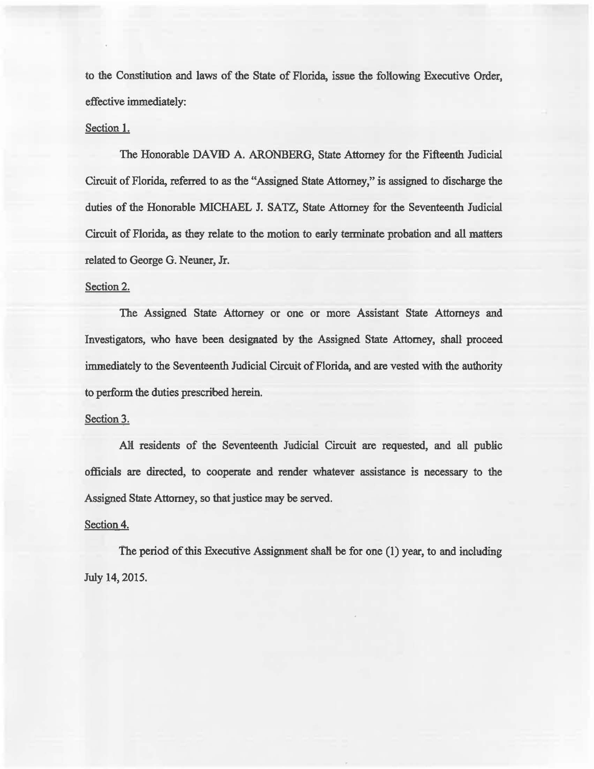to the Constitution and laws of the State of Florida, issue the following Executive Order, effective immediately:

Section 1.

The Honorable DAVID A. ARONBERG, State Attorney for the Fifteenth Judicial Circuit of Florida, referred to as the "Assigned State Attorney," is assigned to discharge the duties of the Honorable MICHAEL J. SATZ, State Attorney for the Seventeenth Judicial Circuit of Florida, as they relate to the motion to early terminate probation and all matters related to George G. Neuner, Jr.

Section 2.

The Assigned State Attorney or one or more Assistant State Attorneys and Investigators, who have been designated by the Assigned State Attorney, shall proceed immediately to the Seventeenth Judicial Circuit of Florida, and are vested with the authority to perform the duties prescribed herein.

Section 3.

All residents of the Seventeenth Judicial Circuit are requested, and all public officials are directed, to cooperate and render whatever assistance is necessary to the Assigned State Attorney, so that justice may be served.

Section 4.

The period of this Executive Assignment shall be for one (1) year, to and including July 14, 2015.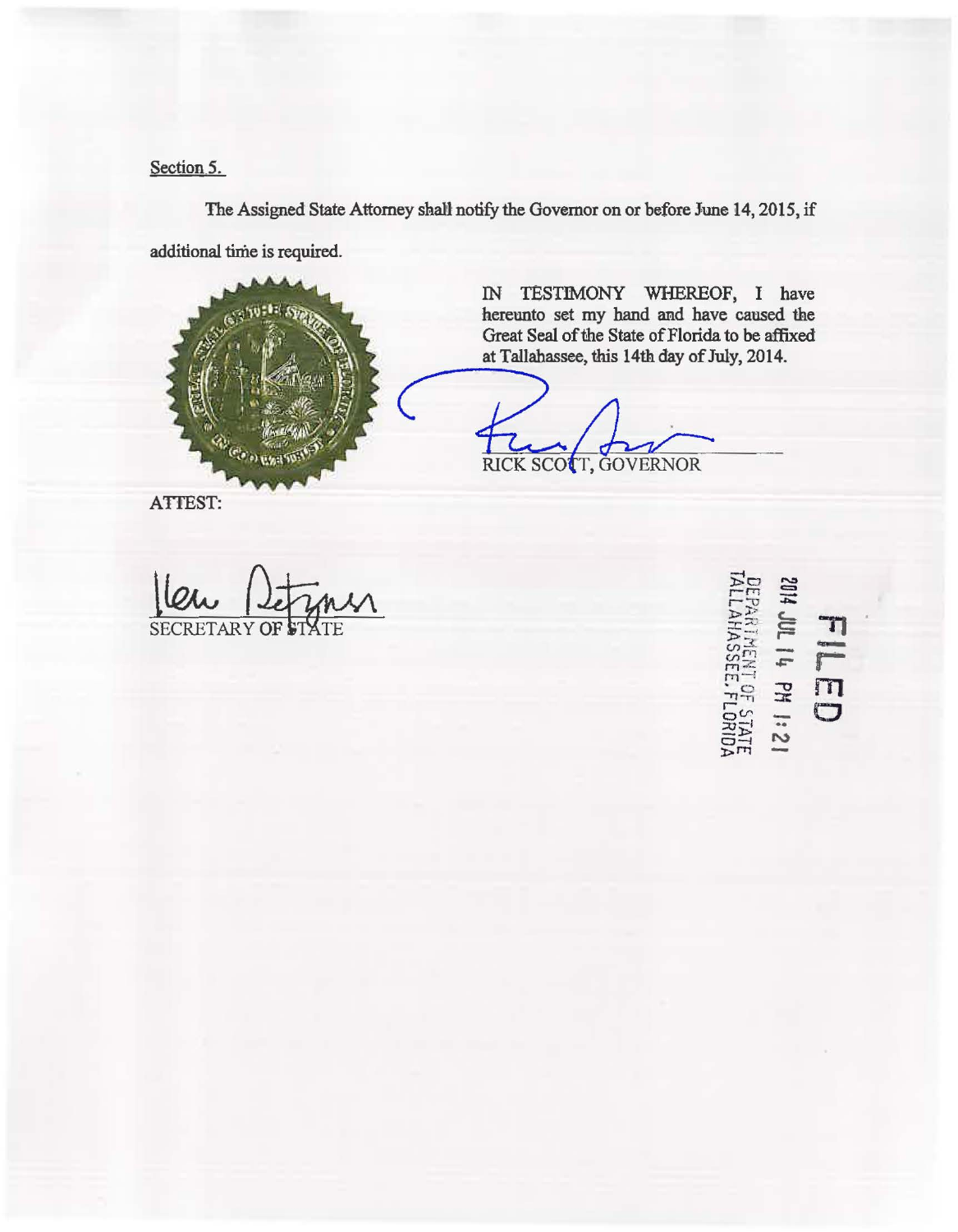Section 5.

The Assigned State Attorney shall notify the Governor on or before June 14, 2015, if additional time is required.

IN TESTIMONY WHEREOF, I have hereunto set my hand and have caused the Great Seal of the State of Florida to be affixed at Tallahassee, this 14th day of July, 2014.

RICK SCOTT, GOVERNOR

ATTEST:

SECRETARY OF STATE

FILED

2014 JUL 14 PM 1:21

DEPARTMENT OF STATE
TALLAHASSEE, FLORIDA